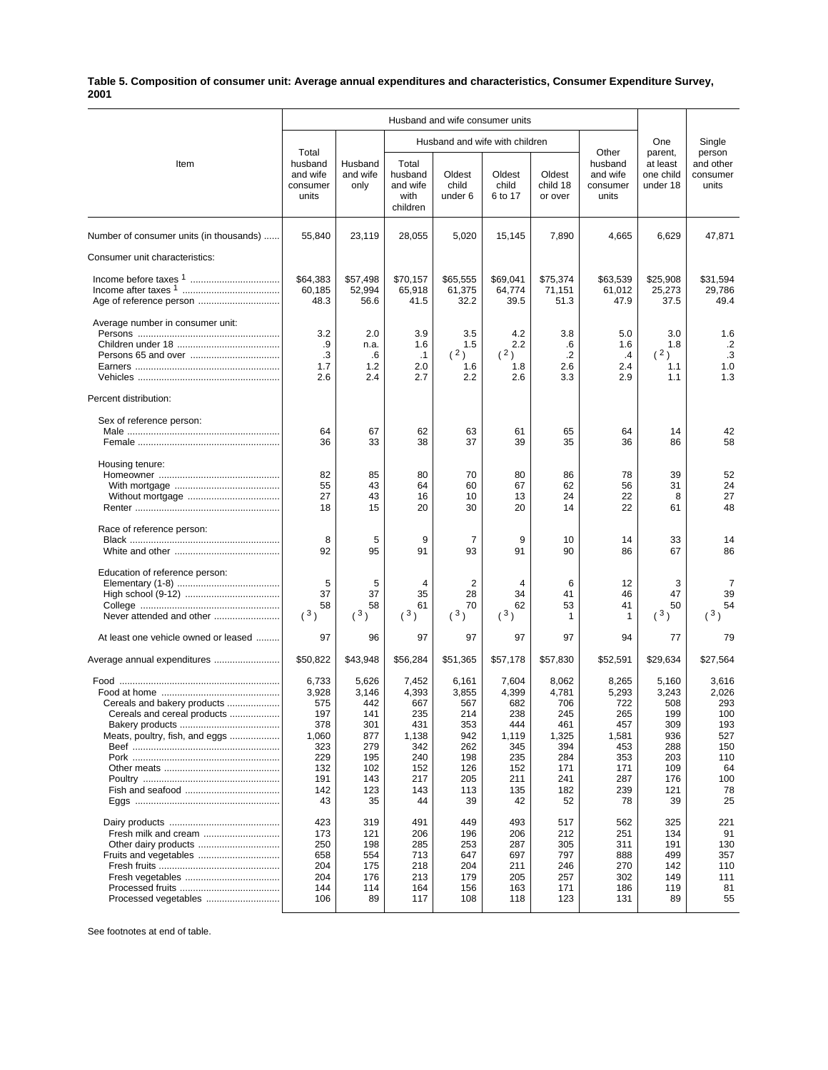**Table 5. Composition of consumer unit: Average annual expenditures and characteristics, Consumer Expenditure Survey, 2001**

| Item | Husband and wife consumer units | | | | | | | One parent, at least one child under 18 | Single person and other consumer units |
|---|---|---|---|---|---|---|---|---|---|
| | Total husband and wife consumer units | Husband and wife only | Husband and wife with children | | | | Other husband and wife consumer units | | |
| | | | Total husband and wife with children | Oldest child under 6 | Oldest child 6 to 17 | Oldest child 18 or over | | | |
| Number of consumer units (in thousands) | 55,840 | 23,119 | 28,055 | 5,020 | 15,145 | 7,890 | 4,665 | 6,629 | 47,871 |
| Consumer unit characteristics: | | | | | | | | | |
| Income before taxes [1] | $64,383 | $57,498 | $70,157 | $65,555 | $69,041 | $75,374 | $63,539 | $25,908 | $31,594 |
| Income after taxes [1] | 60,185 | 52,994 | 65,918 | 61,375 | 64,774 | 71,151 | 61,012 | 25,273 | 29,786 |
| Age of reference person | 48.3 | 56.6 | 41.5 | 32.2 | 39.5 | 51.3 | 47.9 | 37.5 | 49.4 |
| Average number in consumer unit: | | | | | | | | | |
| Persons | 3.2 | 2.0 | 3.9 | 3.5 | 4.2 | 3.8 | 5.0 | 3.0 | 1.6 |
| Children under 18 | .9 | n.a. | 1.6 | 1.5 | 2.2 | .6 | 1.6 | 1.8 | .2 |
| Persons 65 and over | .3 | .6 | .1 | ( 2 ) | ( 2 ) | .2 | .4 | ( 2 ) | .3 |
| Earners | 1.7 | 1.2 | 2.0 | 1.6 | 1.8 | 2.6 | 2.4 | 1.1 | 1.0 |
| Vehicles | 2.6 | 2.4 | 2.7 | 2.2 | 2.6 | 3.3 | 2.9 | 1.1 | 1.3 |
| Percent distribution: | | | | | | | | | |
| Sex of reference person: | | | | | | | | | |
| Male | 64 | 67 | 62 | 63 | 61 | 65 | 64 | 14 | 42 |
| Female | 36 | 33 | 38 | 37 | 39 | 35 | 36 | 86 | 58 |
| Housing tenure: | | | | | | | | | |
| Homeowner | 82 | 85 | 80 | 70 | 80 | 86 | 78 | 39 | 52 |
| With mortgage | 55 | 43 | 64 | 60 | 67 | 62 | 56 | 31 | 24 |
| Without mortgage | 27 | 43 | 16 | 10 | 13 | 24 | 22 | 8 | 27 |
| Renter | 18 | 15 | 20 | 30 | 20 | 14 | 22 | 61 | 48 |
| Race of reference person: | | | | | | | | | |
| Black | 8 | 5 | 9 | 7 | 9 | 10 | 14 | 33 | 14 |
| White and other | 92 | 95 | 91 | 93 | 91 | 90 | 86 | 67 | 86 |
| Education of reference person: | | | | | | | | | |
| Elementary (1-8) | 5 | 5 | 4 | 2 | 4 | 6 | 12 | 3 | 7 |
| High school (9-12) | 37 | 37 | 35 | 28 | 34 | 41 | 46 | 47 | 39 |
| College | 58 | 58 | 61 | 70 | 62 | 53 | 41 | 50 | 54 |
| Never attended and other | ( 3 ) | ( 3 ) | ( 3 ) | ( 3 ) | ( 3 ) | 1 | 1 | ( 3 ) | ( 3 ) |
| At least one vehicle owned or leased | 97 | 96 | 97 | 97 | 97 | 97 | 94 | 77 | 79 |
| Average annual expenditures | $50,822 | $43,948 | $56,284 | $51,365 | $57,178 | $57,830 | $52,591 | $29,634 | $27,564 |
| Food | 6,733 | 5,626 | 7,452 | 6,161 | 7,604 | 8,062 | 8,265 | 5,160 | 3,616 |
| Food at home | 3,928 | 3,146 | 4,393 | 3,855 | 4,399 | 4,781 | 5,293 | 3,243 | 2,026 |
| Cereals and bakery products | 575 | 442 | 667 | 567 | 682 | 706 | 722 | 508 | 293 |
| Cereals and cereal products | 197 | 141 | 235 | 214 | 238 | 245 | 265 | 199 | 100 |
| Bakery products | 378 | 301 | 431 | 353 | 444 | 461 | 457 | 309 | 193 |
| Meats, poultry, fish, and eggs | 1,060 | 877 | 1,138 | 942 | 1,119 | 1,325 | 1,581 | 936 | 527 |
| Beef | 323 | 279 | 342 | 262 | 345 | 394 | 453 | 288 | 150 |
| Pork | 229 | 195 | 240 | 198 | 235 | 284 | 353 | 203 | 110 |
| Other meats | 132 | 102 | 152 | 126 | 152 | 171 | 171 | 109 | 64 |
| Poultry | 191 | 143 | 217 | 205 | 211 | 241 | 287 | 176 | 100 |
| Fish and seafood | 142 | 123 | 143 | 113 | 135 | 182 | 239 | 121 | 78 |
| Eggs | 43 | 35 | 44 | 39 | 42 | 52 | 78 | 39 | 25 |
| Dairy products | 423 | 319 | 491 | 449 | 493 | 517 | 562 | 325 | 221 |
| Fresh milk and cream | 173 | 121 | 206 | 196 | 206 | 212 | 251 | 134 | 91 |
| Other dairy products | 250 | 198 | 285 | 253 | 287 | 305 | 311 | 191 | 130 |
| Fruits and vegetables | 658 | 554 | 713 | 647 | 697 | 797 | 888 | 499 | 357 |
| Fresh fruits | 204 | 175 | 218 | 204 | 211 | 246 | 270 | 142 | 110 |
| Fresh vegetables | 204 | 176 | 213 | 179 | 205 | 257 | 302 | 149 | 111 |
| Processed fruits | 144 | 114 | 164 | 156 | 163 | 171 | 186 | 119 | 81 |
| Processed vegetables | 106 | 89 | 117 | 108 | 118 | 123 | 131 | 89 | 55 |

See footnotes at end of table.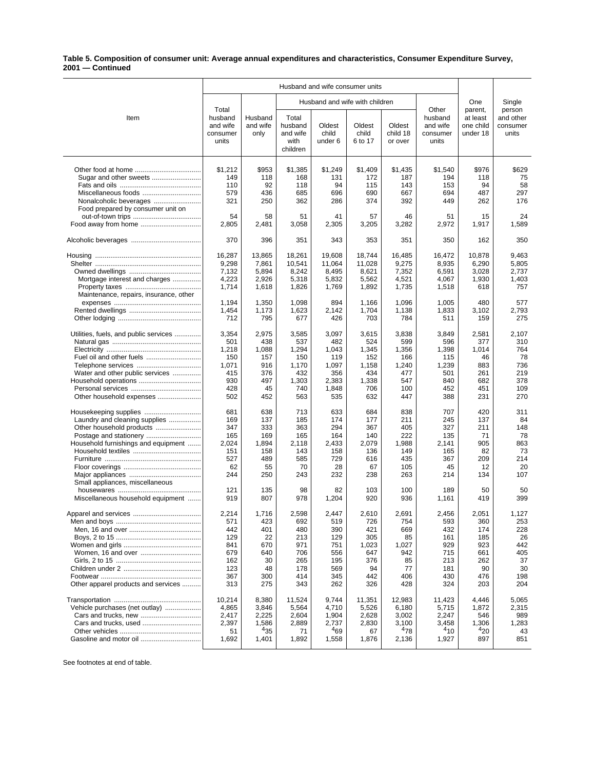**Table 5. Composition of consumer unit: Average annual expenditures and characteristics, Consumer Expenditure Survey, 2001 — Continued**

| Item | Husband and wife consumer units | | | | | | | One parent, at least one child under 18 | Single person and other consumer units |
|---|---|---|---|---|---|---|---|---|---|
| | Total husband and wife consumer units | Husband and wife only | Husband and wife with children | | | | Other husband and wife consumer units | | |
| | | | Total husband and wife with children | Oldest child under 6 | Oldest child 6 to 17 | Oldest child 18 or over | | | |
| Other food at home | $1,212 | $953 | $1,385 | $1,249 | $1,409 | $1,435 | $1,540 | $976 | $629 |
| Sugar and other sweets | 149 | 118 | 168 | 131 | 172 | 187 | 194 | 118 | 75 |
| Fats and oils | 110 | 92 | 118 | 94 | 115 | 143 | 153 | 94 | 58 |
| Miscellaneous foods | 579 | 436 | 685 | 696 | 690 | 667 | 694 | 487 | 297 |
| Nonalcoholic beverages | 321 | 250 | 362 | 286 | 374 | 392 | 449 | 262 | 176 |
| Food prepared by consumer unit on out-of-town trips | 54 | 58 | 51 | 41 | 57 | 46 | 51 | 15 | 24 |
| Food away from home | 2,805 | 2,481 | 3,058 | 2,305 | 3,205 | 3,282 | 2,972 | 1,917 | 1,589 |
| Alcoholic beverages | 370 | 396 | 351 | 343 | 353 | 351 | 350 | 162 | 350 |
| Housing | 16,287 | 13,865 | 18,261 | 19,608 | 18,744 | 16,485 | 16,472 | 10,878 | 9,463 |
| Shelter | 9,298 | 7,861 | 10,541 | 11,064 | 11,028 | 9,275 | 8,935 | 6,290 | 5,805 |
| Owned dwellings | 7,132 | 5,894 | 8,242 | 8,495 | 8,621 | 7,352 | 6,591 | 3,028 | 2,737 |
| Mortgage interest and charges | 4,223 | 2,926 | 5,318 | 5,832 | 5,562 | 4,521 | 4,067 | 1,930 | 1,403 |
| Property taxes | 1,714 | 1,618 | 1,826 | 1,769 | 1,892 | 1,735 | 1,518 | 618 | 757 |
| Maintenance, repairs, insurance, other expenses | 1,194 | 1,350 | 1,098 | 894 | 1,166 | 1,096 | 1,005 | 480 | 577 |
| Rented dwellings | 1,454 | 1,173 | 1,623 | 2,142 | 1,704 | 1,138 | 1,833 | 3,102 | 2,793 |
| Other lodging | 712 | 795 | 677 | 426 | 703 | 784 | 511 | 159 | 275 |
| Utilities, fuels, and public services | 3,354 | 2,975 | 3,585 | 3,097 | 3,615 | 3,838 | 3,849 | 2,581 | 2,107 |
| Natural gas | 501 | 438 | 537 | 482 | 524 | 599 | 596 | 377 | 310 |
| Electricity | 1,218 | 1,088 | 1,294 | 1,043 | 1,345 | 1,356 | 1,398 | 1,014 | 764 |
| Fuel oil and other fuels | 150 | 157 | 150 | 119 | 152 | 166 | 115 | 46 | 78 |
| Telephone services | 1,071 | 916 | 1,170 | 1,097 | 1,158 | 1,240 | 1,239 | 883 | 736 |
| Water and other public services | 415 | 376 | 432 | 356 | 434 | 477 | 501 | 261 | 219 |
| Household operations | 930 | 497 | 1,303 | 2,383 | 1,338 | 547 | 840 | 682 | 378 |
| Personal services | 428 | 45 | 740 | 1,848 | 706 | 100 | 452 | 451 | 109 |
| Other household expenses | 502 | 452 | 563 | 535 | 632 | 447 | 388 | 231 | 270 |
| Housekeeping supplies | 681 | 638 | 713 | 633 | 684 | 838 | 707 | 420 | 311 |
| Laundry and cleaning supplies | 169 | 137 | 185 | 174 | 177 | 211 | 245 | 137 | 84 |
| Other household products | 347 | 333 | 363 | 294 | 367 | 405 | 327 | 211 | 148 |
| Postage and stationery | 165 | 169 | 165 | 164 | 140 | 222 | 135 | 71 | 78 |
| Household furnishings and equipment | 2,024 | 1,894 | 2,118 | 2,433 | 2,079 | 1,988 | 2,141 | 905 | 863 |
| Household textiles | 151 | 158 | 143 | 158 | 136 | 149 | 165 | 82 | 73 |
| Furniture | 527 | 489 | 585 | 729 | 616 | 435 | 367 | 209 | 214 |
| Floor coverings | 62 | 55 | 70 | 28 | 67 | 105 | 45 | 12 | 20 |
| Major appliances | 244 | 250 | 243 | 232 | 238 | 263 | 214 | 134 | 107 |
| Small appliances, miscellaneous housewares | 121 | 135 | 98 | 82 | 103 | 100 | 189 | 50 | 50 |
| Miscellaneous household equipment | 919 | 807 | 978 | 1,204 | 920 | 936 | 1,161 | 419 | 399 |
| Apparel and services | 2,214 | 1,716 | 2,598 | 2,447 | 2,610 | 2,691 | 2,456 | 2,051 | 1,127 |
| Men and boys | 571 | 423 | 692 | 519 | 726 | 754 | 593 | 360 | 253 |
| Men, 16 and over | 442 | 401 | 480 | 390 | 421 | 669 | 432 | 174 | 228 |
| Boys, 2 to 15 | 129 | 22 | 213 | 129 | 305 | 85 | 161 | 185 | 26 |
| Women and girls | 841 | 670 | 971 | 751 | 1,023 | 1,027 | 929 | 923 | 442 |
| Women, 16 and over | 679 | 640 | 706 | 556 | 647 | 942 | 715 | 661 | 405 |
| Girls, 2 to 15 | 162 | 30 | 265 | 195 | 376 | 85 | 213 | 262 | 37 |
| Children under 2 | 123 | 48 | 178 | 569 | 94 | 77 | 181 | 90 | 30 |
| Footwear | 367 | 300 | 414 | 345 | 442 | 406 | 430 | 476 | 198 |
| Other apparel products and services | 313 | 275 | 343 | 262 | 326 | 428 | 324 | 203 | 204 |
| Transportation | 10,214 | 8,380 | 11,524 | 9,744 | 11,351 | 12,983 | 11,423 | 4,446 | 5,065 |
| Vehicle purchases (net outlay) | 4,865 | 3,846 | 5,564 | 4,710 | 5,526 | 6,180 | 5,715 | 1,872 | 2,315 |
| Cars and trucks, new | 2,417 | 2,225 | 2,604 | 1,904 | 2,628 | 3,002 | 2,247 | 546 | 989 |
| Cars and trucks, used | 2,397 | 1,586 | 2,889 | 2,737 | 2,830 | 3,100 | 3,458 | 1,306 | 1,283 |
| Other vehicles | 51 | [4]35 | 71 | [4]69 | 67 | [4]78 | [4]10 | [4]20 | 43 |
| Gasoline and motor oil | 1,692 | 1,401 | 1,892 | 1,558 | 1,876 | 2,136 | 1,927 | 897 | 851 |

See footnotes at end of table.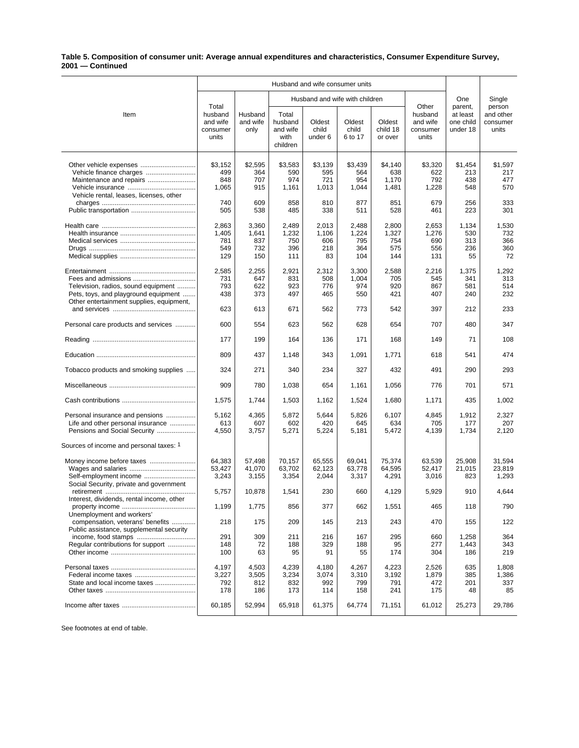**Table 5. Composition of consumer unit: Average annual expenditures and characteristics, Consumer Expenditure Survey, 2001 — Continued**

| Item | Husband and wife consumer units | | | | | | | One parent, at least one child under 18 | Single person and other consumer units |
|---|---|---|---|---|---|---|---|---|---|
| | Total husband and wife consumer units | Husband and wife only | Husband and wife with children | | | | Other husband and wife consumer units | | |
| | | | Total husband and wife with children | Oldest child under 6 | Oldest child 6 to 17 | Oldest child 18 or over | | | |
| Other vehicle expenses | $3,152 | $2,595 | $3,583 | $3,139 | $3,439 | $4,140 | $3,320 | $1,454 | $1,597 |
| Vehicle finance charges | 499 | 364 | 590 | 595 | 564 | 638 | 622 | 213 | 217 |
| Maintenance and repairs | 848 | 707 | 974 | 721 | 954 | 1,170 | 792 | 438 | 477 |
| Vehicle insurance | 1,065 | 915 | 1,161 | 1,013 | 1,044 | 1,481 | 1,228 | 548 | 570 |
| Vehicle rental, leases, licenses, other charges | 740 | 609 | 858 | 810 | 877 | 851 | 679 | 256 | 333 |
| Public transportation | 505 | 538 | 485 | 338 | 511 | 528 | 461 | 223 | 301 |
| Health care | 2,863 | 3,360 | 2,489 | 2,013 | 2,488 | 2,800 | 2,653 | 1,134 | 1,530 |
| Health insurance | 1,405 | 1,641 | 1,232 | 1,106 | 1,224 | 1,327 | 1,276 | 530 | 732 |
| Medical services | 781 | 837 | 750 | 606 | 795 | 754 | 690 | 313 | 366 |
| Drugs | 549 | 732 | 396 | 218 | 364 | 575 | 556 | 236 | 360 |
| Medical supplies | 129 | 150 | 111 | 83 | 104 | 144 | 131 | 55 | 72 |
| Entertainment | 2,585 | 2,255 | 2,921 | 2,312 | 3,300 | 2,588 | 2,216 | 1,375 | 1,292 |
| Fees and admissions | 731 | 647 | 831 | 508 | 1,004 | 705 | 545 | 341 | 313 |
| Television, radios, sound equipment | 793 | 622 | 923 | 776 | 974 | 920 | 867 | 581 | 514 |
| Pets, toys, and playground equipment | 438 | 373 | 497 | 465 | 550 | 421 | 407 | 240 | 232 |
| Other entertainment supplies, equipment, and services | 623 | 613 | 671 | 562 | 773 | 542 | 397 | 212 | 233 |
| Personal care products and services | 600 | 554 | 623 | 562 | 628 | 654 | 707 | 480 | 347 |
| Reading | 177 | 199 | 164 | 136 | 171 | 168 | 149 | 71 | 108 |
| Education | 809 | 437 | 1,148 | 343 | 1,091 | 1,771 | 618 | 541 | 474 |
| Tobacco products and smoking supplies | 324 | 271 | 340 | 234 | 327 | 432 | 491 | 290 | 293 |
| Miscellaneous | 909 | 780 | 1,038 | 654 | 1,161 | 1,056 | 776 | 701 | 571 |
| Cash contributions | 1,575 | 1,744 | 1,503 | 1,162 | 1,524 | 1,680 | 1,171 | 435 | 1,002 |
| Personal insurance and pensions | 5,162 | 4,365 | 5,872 | 5,644 | 5,826 | 6,107 | 4,845 | 1,912 | 2,327 |
| Life and other personal insurance | 613 | 607 | 602 | 420 | 645 | 634 | 705 | 177 | 207 |
| Pensions and Social Security | 4,550 | 3,757 | 5,271 | 5,224 | 5,181 | 5,472 | 4,139 | 1,734 | 2,120 |
| Sources of income and personal taxes: [1] | | | | | | | | | |
| Money income before taxes | 64,383 | 57,498 | 70,157 | 65,555 | 69,041 | 75,374 | 63,539 | 25,908 | 31,594 |
| Wages and salaries | 53,427 | 41,070 | 63,702 | 62,123 | 63,778 | 64,595 | 52,417 | 21,015 | 23,819 |
| Self-employment income | 3,243 | 3,155 | 3,354 | 2,044 | 3,317 | 4,291 | 3,016 | 823 | 1,293 |
| Social Security, private and government retirement | 5,757 | 10,878 | 1,541 | 230 | 660 | 4,129 | 5,929 | 910 | 4,644 |
| Interest, dividends, rental income, other property income | 1,199 | 1,775 | 856 | 377 | 662 | 1,551 | 465 | 118 | 790 |
| Unemployment and workers' compensation, veterans' benefits | 218 | 175 | 209 | 145 | 213 | 243 | 470 | 155 | 122 |
| Public assistance, supplemental security income, food stamps | 291 | 309 | 211 | 216 | 167 | 295 | 660 | 1,258 | 364 |
| Regular contributions for support | 148 | 72 | 188 | 329 | 188 | 95 | 277 | 1,443 | 343 |
| Other income | 100 | 63 | 95 | 91 | 55 | 174 | 304 | 186 | 219 |
| Personal taxes | 4,197 | 4,503 | 4,239 | 4,180 | 4,267 | 4,223 | 2,526 | 635 | 1,808 |
| Federal income taxes | 3,227 | 3,505 | 3,234 | 3,074 | 3,310 | 3,192 | 1,879 | 385 | 1,386 |
| State and local income taxes | 792 | 812 | 832 | 992 | 799 | 791 | 472 | 201 | 337 |
| Other taxes | 178 | 186 | 173 | 114 | 158 | 241 | 175 | 48 | 85 |
| Income after taxes | 60,185 | 52,994 | 65,918 | 61,375 | 64,774 | 71,151 | 61,012 | 25,273 | 29,786 |

See footnotes at end of table.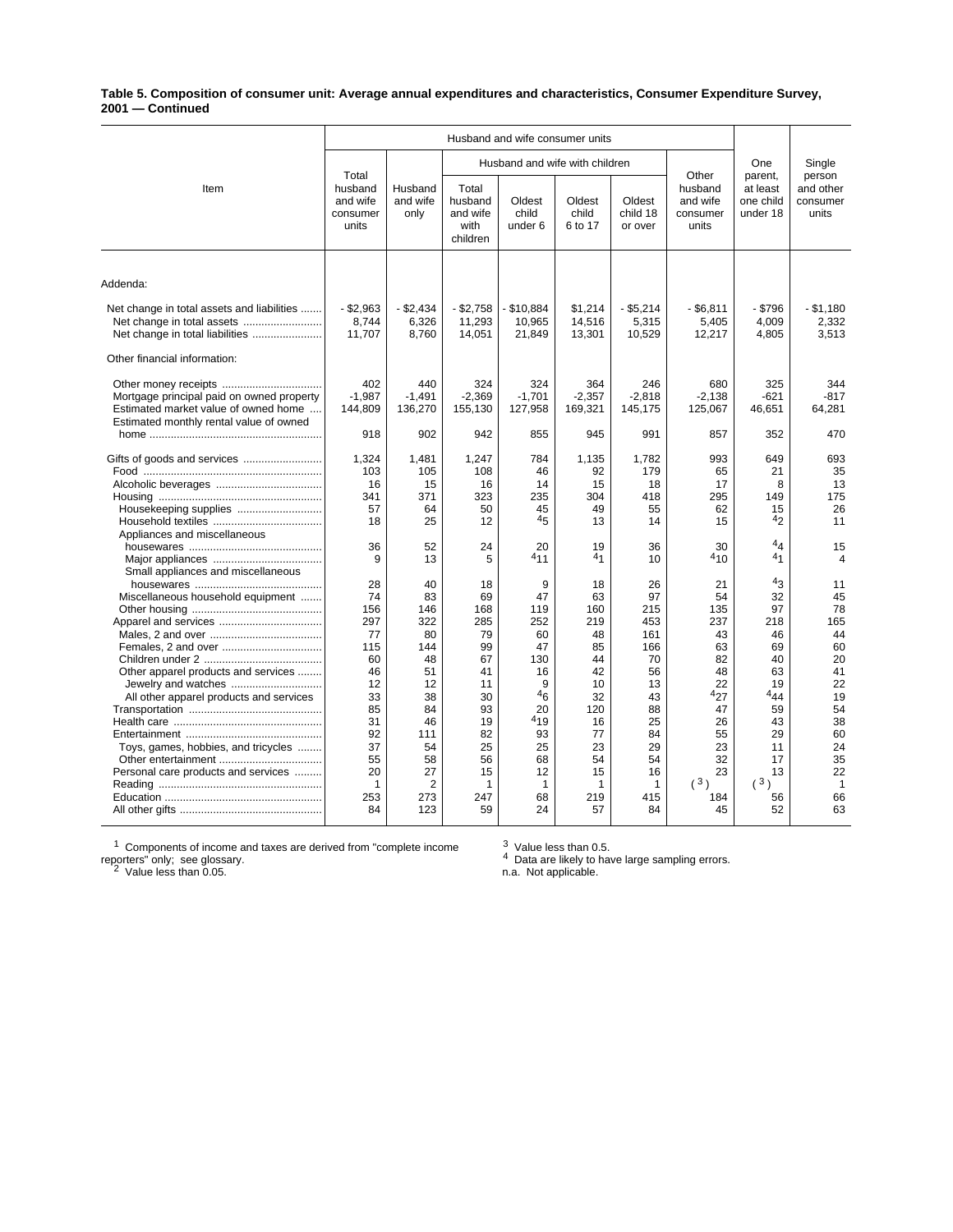**Table 5. Composition of consumer unit: Average annual expenditures and characteristics, Consumer Expenditure Survey, 2001 — Continued**

| Item | Husband and wife consumer units | | | | | | | One parent, at least one child under 18 | Single person and other consumer units |
|---|---|---|---|---|---|---|---|---|---|
| | Total husband and wife consumer units | Husband and wife only | Husband and wife with children | | | | Other husband and wife consumer units | | |
| | | | Total husband and wife with children | Oldest child under 6 | Oldest child 6 to 17 | Oldest child 18 or over | | | |
| Addenda: | | | | | | | | | |
| Net change in total assets and liabilities | - $2,963 | - $2,434 | - $2,758 | - $10,884 | $1,214 | - $5,214 | - $6,811 | - $796 | - $1,180 |
| Net change in total assets | 8,744 | 6,326 | 11,293 | 10,965 | 14,516 | 5,315 | 5,405 | 4,009 | 2,332 |
| Net change in total liabilities | 11,707 | 8,760 | 14,051 | 21,849 | 13,301 | 10,529 | 12,217 | 4,805 | 3,513 |
| Other financial information: | | | | | | | | | |
| Other money receipts | 402 | 440 | 324 | 324 | 364 | 246 | 680 | 325 | 344 |
| Mortgage principal paid on owned property | -1,987 | -1,491 | -2,369 | -1,701 | -2,357 | -2,818 | -2,138 | -621 | -817 |
| Estimated market value of owned home | 144,809 | 136,270 | 155,130 | 127,958 | 169,321 | 145,175 | 125,067 | 46,651 | 64,281 |
| Estimated monthly rental value of owned home | 918 | 902 | 942 | 855 | 945 | 991 | 857 | 352 | 470 |
| Gifts of goods and services | 1,324 | 1,481 | 1,247 | 784 | 1,135 | 1,782 | 993 | 649 | 693 |
| Food | 103 | 105 | 108 | 46 | 92 | 179 | 65 | 21 | 35 |
| Alcoholic beverages | 16 | 15 | 16 | 14 | 15 | 18 | 17 | 8 | 13 |
| Housing | 341 | 371 | 323 | 235 | 304 | 418 | 295 | 149 | 175 |
| Housekeeping supplies | 57 | 64 | 50 | 45 | 49 | 55 | 62 | 15 | 26 |
| Household textiles | 18 | 25 | 12 | [4]5 | 13 | 14 | 15 | [4]2 | 11 |
| Appliances and miscellaneous housewares | 36 | 52 | 24 | 20 | 19 | 36 | 30 | [4]4 | 15 |
| Major appliances | 9 | 13 | 5 | [4]11 | [4]1 | 10 | [4]10 | [4]1 | 4 |
| Small appliances and miscellaneous housewares | 28 | 40 | 18 | 9 | 18 | 26 | 21 | [4]3 | 11 |
| Miscellaneous household equipment | 74 | 83 | 69 | 47 | 63 | 97 | 54 | 32 | 45 |
| Other housing | 156 | 146 | 168 | 119 | 160 | 215 | 135 | 97 | 78 |
| Apparel and services | 297 | 322 | 285 | 252 | 219 | 453 | 237 | 218 | 165 |
| Males, 2 and over | 77 | 80 | 79 | 60 | 48 | 161 | 43 | 46 | 44 |
| Females, 2 and over | 115 | 144 | 99 | 47 | 85 | 166 | 63 | 69 | 60 |
| Children under 2 | 60 | 48 | 67 | 130 | 44 | 70 | 82 | 40 | 20 |
| Other apparel products and services | 46 | 51 | 41 | 16 | 42 | 56 | 48 | 63 | 41 |
| Jewelry and watches | 12 | 12 | 11 | 9 | 10 | 13 | 22 | 19 | 22 |
| All other apparel products and services | 33 | 38 | 30 | [4]6 | 32 | 43 | [4]27 | [4]44 | 19 |
| Transportation | 85 | 84 | 93 | 20 | 120 | 88 | 47 | 59 | 54 |
| Health care | 31 | 46 | 19 | [4]19 | 16 | 25 | 26 | 43 | 38 |
| Entertainment | 92 | 111 | 82 | 93 | 77 | 84 | 55 | 29 | 60 |
| Toys, games, hobbies, and tricycles | 37 | 54 | 25 | 25 | 23 | 29 | 23 | 11 | 24 |
| Other entertainment | 55 | 58 | 56 | 68 | 54 | 54 | 32 | 17 | 35 |
| Personal care products and services | 20 | 27 | 15 | 12 | 15 | 16 | 23 | 13 | 22 |
| Reading | 1 | 2 | 1 | 1 | 1 | 1 | ( [3] ) | ( [3] ) | 1 |
| Education | 253 | 273 | 247 | 68 | 219 | 415 | 184 | 56 | 66 |
| All other gifts | 84 | 123 | 59 | 24 | 57 | 84 | 45 | 52 | 63 |

[1] Components of income and taxes are derived from "complete income reporters" only; see glossary.
[2] Value less than 0.05.
[3] Value less than 0.5.
[4] Data are likely to have large sampling errors.
n.a. Not applicable.